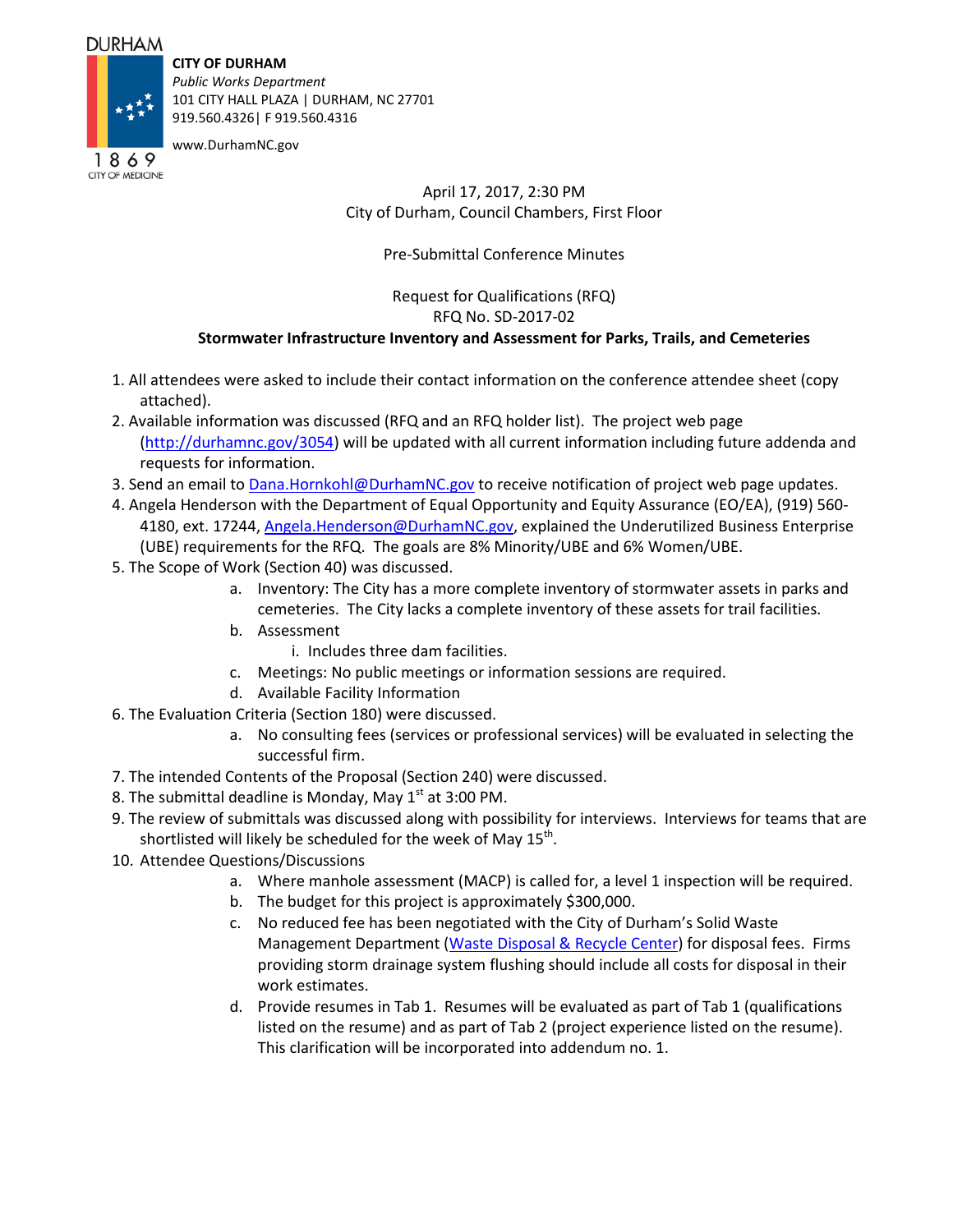DURHAM

1869
CITY OF MEDICINE

**CITY OF DURHAM**
*Public Works Department*
101 CITY HALL PLAZA | DURHAM, NC 27701
919.560.4326| F 919.560.4316

www.DurhamNC.gov

April 17, 2017, 2:30 PM
City of Durham, Council Chambers, First Floor

Pre-Submittal Conference Minutes

Request for Qualifications (RFQ)
RFQ No. SD-2017-02
**Stormwater Infrastructure Inventory and Assessment for Parks, Trails, and Cemeteries**

1. All attendees were asked to include their contact information on the conference attendee sheet (copy attached).
2. Available information was discussed (RFQ and an RFQ holder list). The project web page (http://durhamnc.gov/3054) will be updated with all current information including future addenda and requests for information.
3. Send an email to Dana.Hornkohl@DurhamNC.gov to receive notification of project web page updates.
4. Angela Henderson with the Department of Equal Opportunity and Equity Assurance (EO/EA), (919) 560-4180, ext. 17244, Angela.Henderson@DurhamNC.gov, explained the Underutilized Business Enterprise (UBE) requirements for the RFQ. The goals are 8% Minority/UBE and 6% Women/UBE.
5. The Scope of Work (Section 40) was discussed.
    a. Inventory: The City has a more complete inventory of stormwater assets in parks and cemeteries. The City lacks a complete inventory of these assets for trail facilities.
    b. Assessment
        i. Includes three dam facilities.
    c. Meetings: No public meetings or information sessions are required.
    d. Available Facility Information
6. The Evaluation Criteria (Section 180) were discussed.
    a. No consulting fees (services or professional services) will be evaluated in selecting the successful firm.
7. The intended Contents of the Proposal (Section 240) were discussed.
8. The submittal deadline is Monday, May 1st at 3:00 PM.
9. The review of submittals was discussed along with possibility for interviews. Interviews for teams that are shortlisted will likely be scheduled for the week of May 15th.
10. Attendee Questions/Discussions
    a. Where manhole assessment (MACP) is called for, a level 1 inspection will be required.
    b. The budget for this project is approximately $300,000.
    c. No reduced fee has been negotiated with the City of Durham's Solid Waste Management Department (Waste Disposal & Recycle Center) for disposal fees. Firms providing storm drainage system flushing should include all costs for disposal in their work estimates.
    d. Provide resumes in Tab 1. Resumes will be evaluated as part of Tab 1 (qualifications listed on the resume) and as part of Tab 2 (project experience listed on the resume). This clarification will be incorporated into addendum no. 1.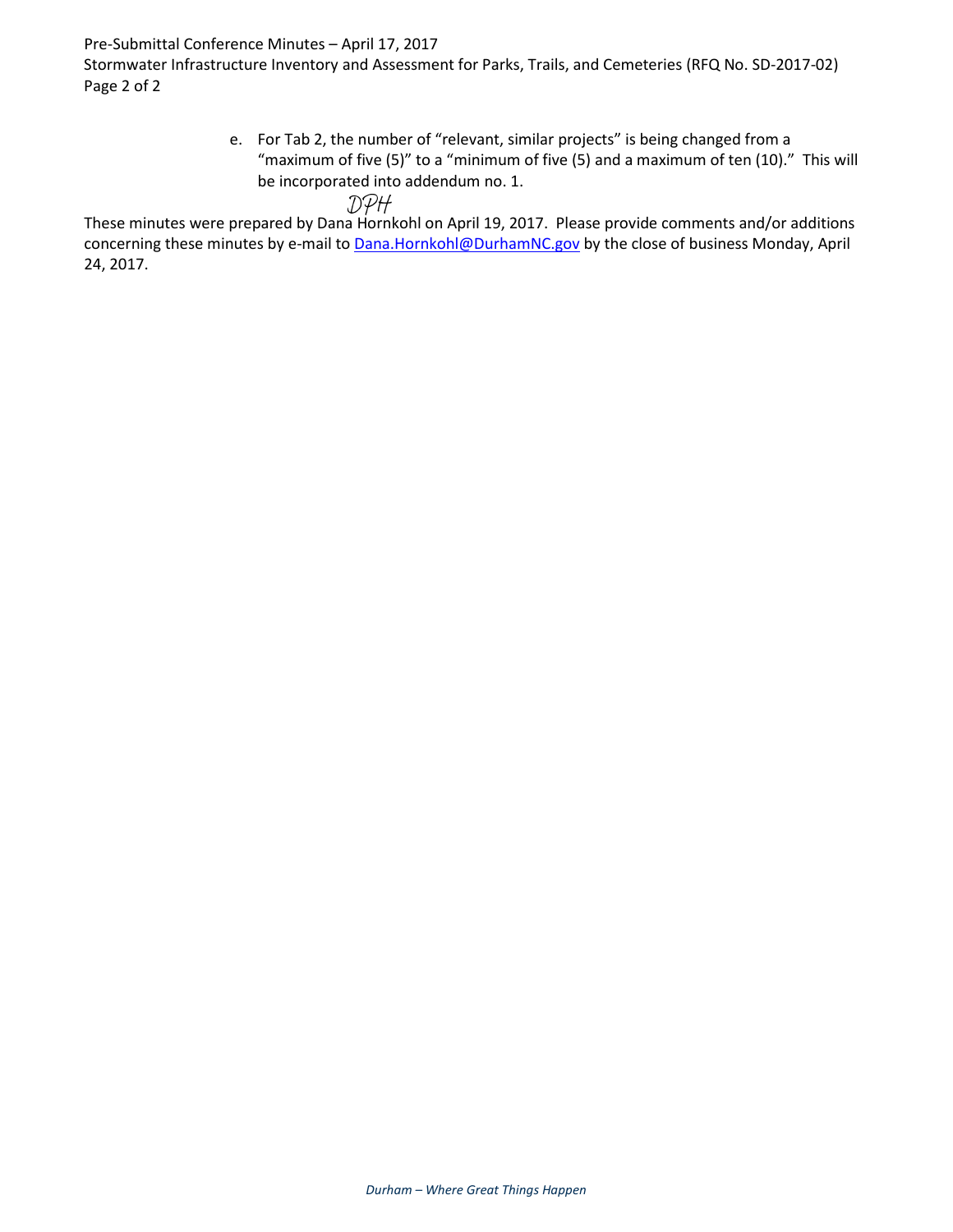e. For Tab 2, the number of "relevant, similar projects" is being changed from a "maximum of five (5)" to a "minimum of five (5) and a maximum of ten (10)." This will be incorporated into addendum no. 1.

DPH

These minutes were prepared by Dana Hornkohl on April 19, 2017. Please provide comments and/or additions concerning these minutes by e-mail to [Dana.Hornkohl@DurhamNC.gov](mailto:Dana.Hornkohl@DurhamNC.gov) by the close of business Monday, April 24, 2017.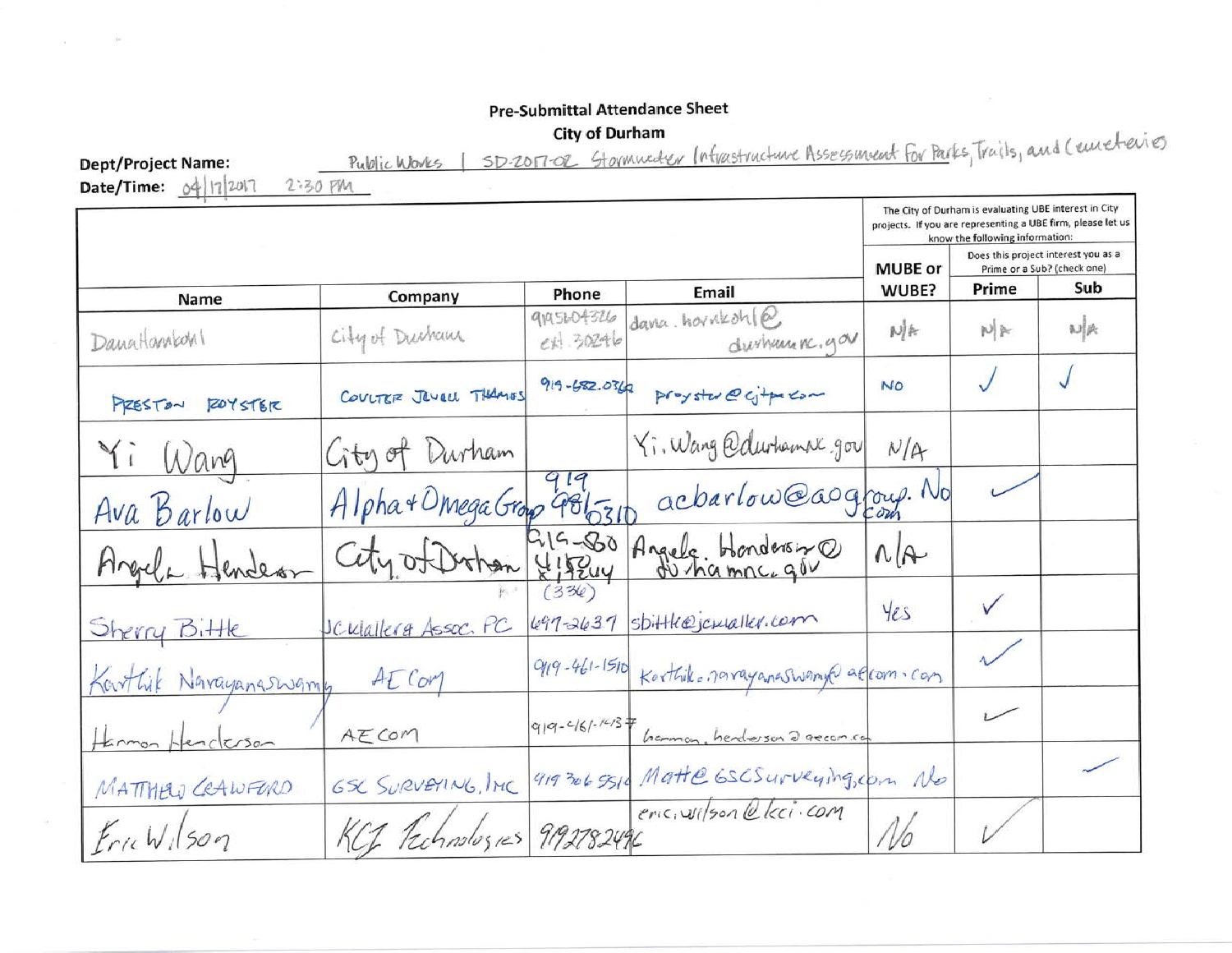**Pre-Submittal Attendance Sheet**

**City of Durham**

**Dept/Project Name:** Public Works | SD-2017-02 Stormwater Infrastructure Assessment For Parks, Trails, and Cemeteries

**Date/Time:** 04/17/2017 2:30 PM

| | | | | The City of Durham is evaluating UBE interest in City projects. If you are representing a UBE firm, please let us know the following information: | | |
|---|---|---|---|---|---|---|
| | | | | MUBE or | Does this project interest you as a Prime or a Sub? (check one) | |
| Name | Company | Phone | Email | WUBE? | Prime | Sub |
| Dana Hornkohl | City of Durham | 9195604326 ext. 30246 | dana.hornkohl@durhamnc.gov | N/A | N/A | N/A |
| PRESTON ROYSTER | COULTER JEWELL THAMES | 919-682-0368 | proyster@cjtpa.com | NO | ✓ | ✓ |
| Yi Wang | City of Durham | | Yi.Wang@durhamnc.gov | N/A | | |
| Ava Barlow | Alpha+Omega Group | 919 981 0310 | acbarlow@aogroup.com | No | ✓ | |
| Angela Henderson | City of Durham | 919-560-4196 | Angela.Henderson@durhamnc.gov | N/A | | |
| Sherry Bittle | JC Waller & Assoc. PC | (336) 697-2637 | sbittle@jcwaller.com | Yes | ✓ | |
| Karthik Narayanaswamy | AECom | 919-461-1510 | Karthik.narayanaswamy@aecom.com | | ✓ | |
| Harmon Henderson | AECOM | 919-461-1437 | harmon.henderson@aecom.com | | ✓ | |
| MATTHEW CRAWFORD | GSC SURVEYING, INC | 919 306 9514 | Matt@GSCSurveying.com | No | | ✓ |
| Eric Wilson | KCI Technologies | 9192782496 | eric.wilson@kci.com | No | ✓ | |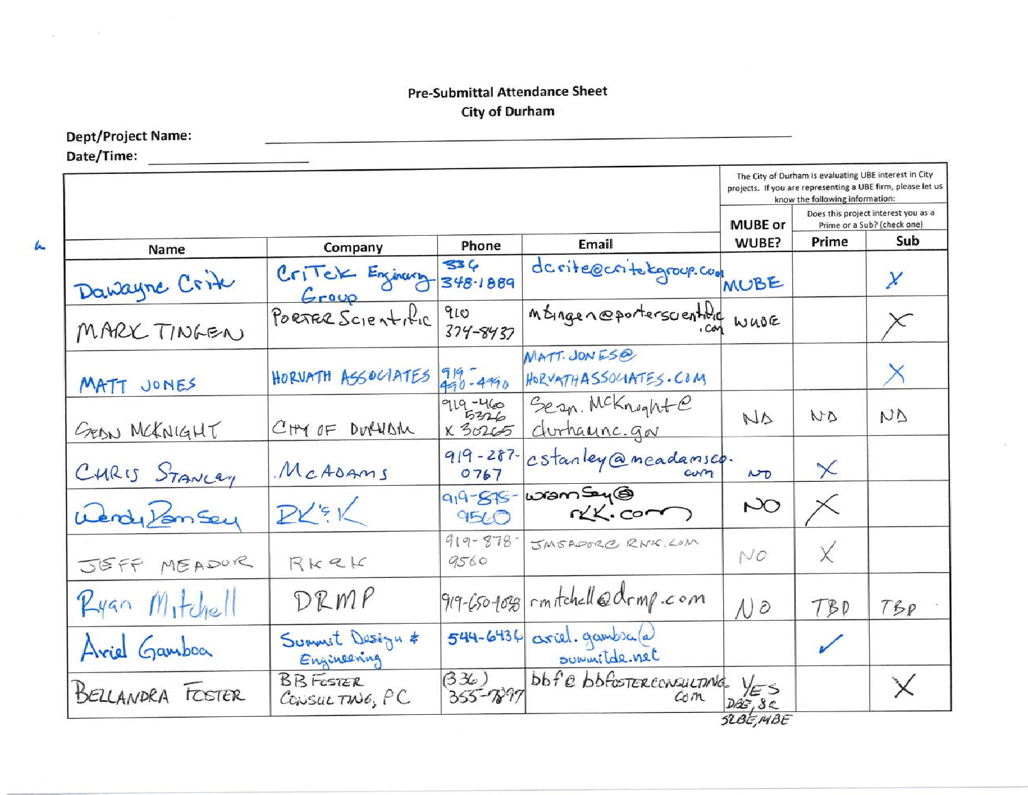**Pre-Submittal Attendance Sheet**
**City of Durham**

**Dept/Project Name:** ______________________

**Date/Time:** ______________________

| | | | | The City of Durham is evaluating UBE interest in City projects. If you are representing a UBE firm, please let us know the following information: | | |
|---|---|---|---|---|---|---|
| | | | | MUBE or WUBE? | Does this project interest you as a Prime or a Sub? (check one) | |
| Name | Company | Phone | Email | | Prime | Sub |
| Dawayne Crite | CriTek Engineering Group | 336 348-1889 | dcrite@critekgroup.com | MUBE | | X |
| MARK TINGEN | PORTER Scientific | 910 374-8437 | mtingen@porterscientific.com | WUBE | | X |
| MATT JONES | HORVATH ASSOCIATES | 919-490-4990 | MATT.JONES@HORVATHASSOCIATES.COM | | | X |
| SEAN MCKNIGHT | CITY OF DURHAM | 919-560-5326 x 30265 | Sean.McKnight@durhamnc.gov | NA | NA | NA |
| CHRIS STANLEY | McADAMS | 919-287-0767 | cstanley@mcadamsco.com | NO | X | |
| Wendy Ramsey | RK&K | 919-878-9560 | wramsey@rkk.com | NO | X | |
| JEFF MEADOR | RK&K | 919-878-9560 | JMEADOR@RKK.COM | NO | X | |
| Ryan Mitchell | DRMP | 919-650-1038 | rmitchell@drmp.com | NO | TBD | TBD |
| Ariel Gamboa | Summit Design & Engineering | 544-6434 | ariel.gamboa@summitde.net | | ✓ | |
| BELLANDRA FOSTER | BB FOSTER CONSULTING, PC | (336) 355-7897 | bbf@bbfosterconsulting.com | YES DBE, 8a SLBE, MBE | | X |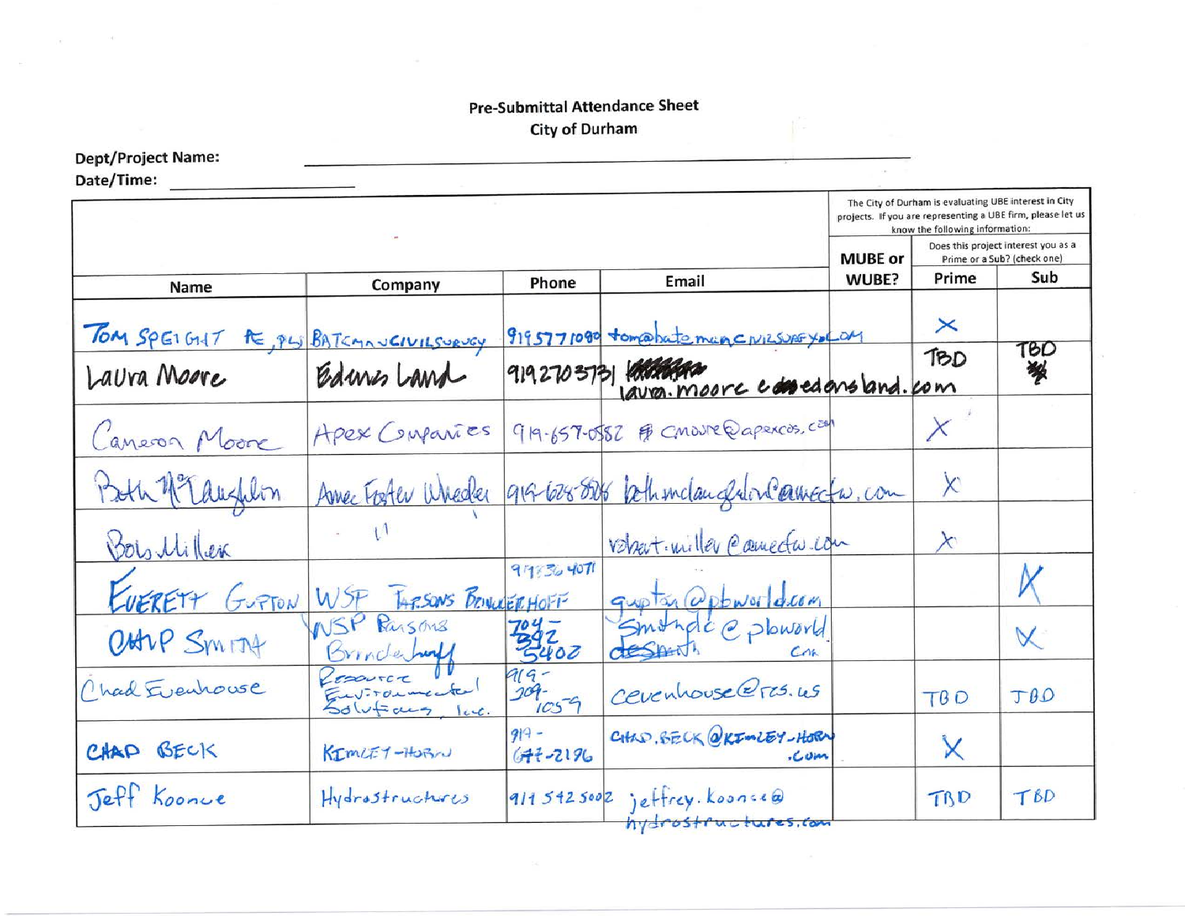**Pre-Submittal Attendance Sheet**
**City of Durham**

**Dept/Project Name:** ____________________

**Date/Time:** ____________________

| Name | Company | Phone | Email | MUBE or WUBE? | The City of Durham is evaluating UBE interest in City projects. If you are representing a UBE firm, please let us know the following information: Does this project interest you as a Prime or a Sub? (check one) Prime | Sub |
|---|---|---|---|---|---|---|
| Tom Speight PE, PLS | Bateman Civil Survey | 919 577 1080 | tom@batemancivilsurvey.com | | X | |
| Laura Moore | Edens Land | 919 270 3731 | laura.moore@edensland.com | | TBD | TBD |
| Cameron Moore | Apex Companies | 919-657-0582 | cmoore@apexcos.com | | X | |
| Beth McLaughlin | Amec Foster Wheeler | 919-628-8806 | beth.mclaughlin@amecfw.com | | X | |
| Bob Miller | " | | robert.miller@amecfw.com | | X | |
| Everett Gupton | WSP Parsons Brinckerhoff | 919 836 4071 | gupton@pbworld.com | | | X |
| Chip Smith | WSP Parsons Brinckerhoff | 704-342-5402 | smithcdc@pbworld.com | | | X |
| Chad Evenhouse | Resource Environmental Solutions, Inc. | 919-209-1059 | cevenhouse@res.us | | TBD | TBD |
| Chad Beck | Kimley-Horn | 919-677-2196 | chad.beck@kimley-horn.com | | X | |
| Jeff Koonce | Hydrostructures | 919 542 5002 | jeffrey.koonce@hydrostructures.com | | TBD | TBD |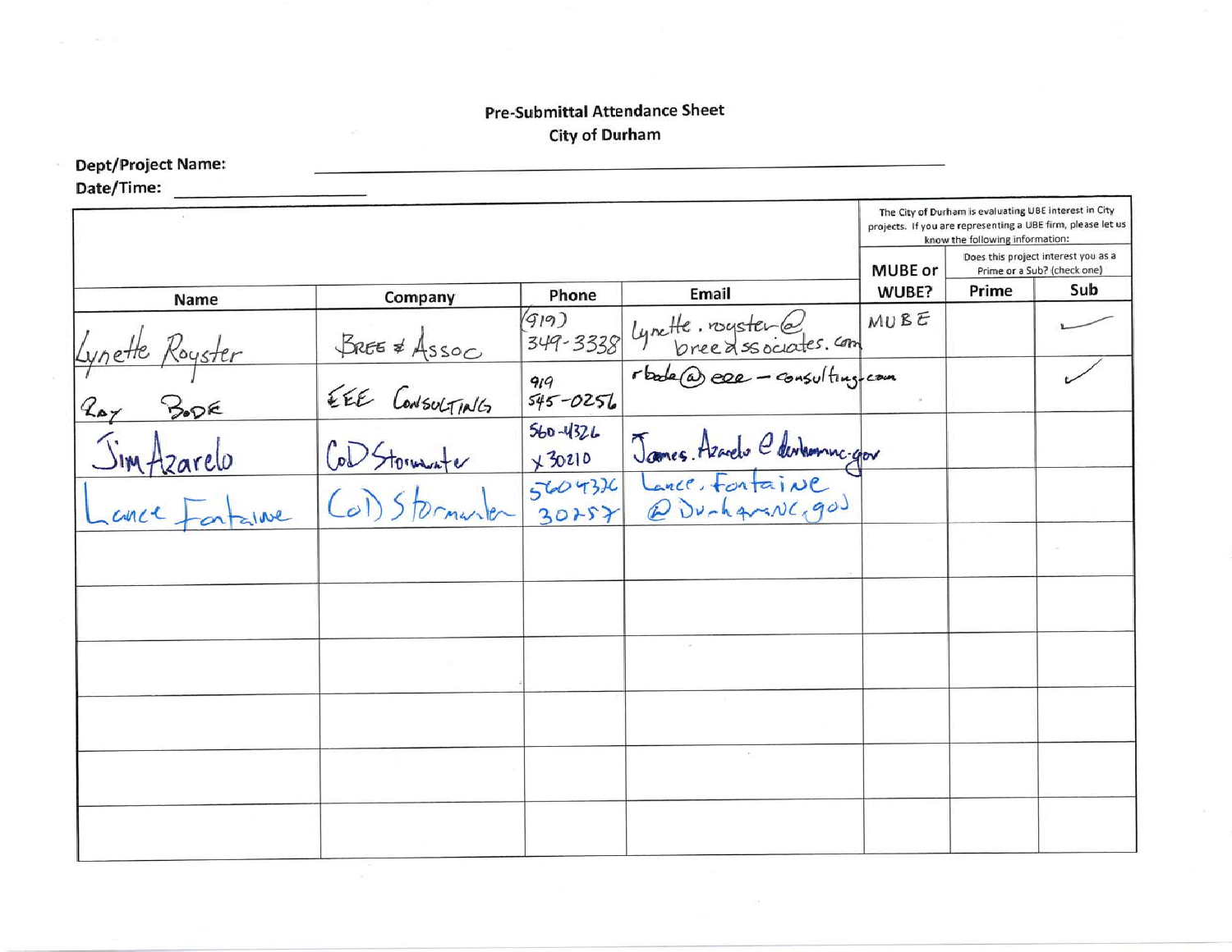**Pre-Submittal Attendance Sheet**
**City of Durham**

**Dept/Project Name:** ______________________________

**Date/Time:** ____________________

| Name | Company | Phone | Email | MUBE or WUBE? | Prime | Sub |
|---|---|---|---|---|---|---|
| | | | | The City of Durham is evaluating UBE interest in City projects. If you are representing a UBE firm, please let us know the following information: | Does this project interest you as a Prime or a Sub? (check one) | |
| Lynette Royster | Bree & Assoc | (919) 349-3338 | lynette.royster@breeassociates.com | MUBE | | ✓ |
| Ray Bode | EEE Consulting | 919 545-0256 | rbode@eee-consulting.com | | | ✓ |
| Jim Azarelo | CoD Stormwater | 560-4326 x30210 | James.Azarelo@durhamnc.gov | | | |
| Lance Fontaine | CoD Stormwater | 5604326 30257 | Lance.Fontaine@DurhamNC.gov | | | |
| | | | | | | |
| | | | | | | |
| | | | | | | |
| | | | | | | |
| | | | | | | |
| | | | | | | |